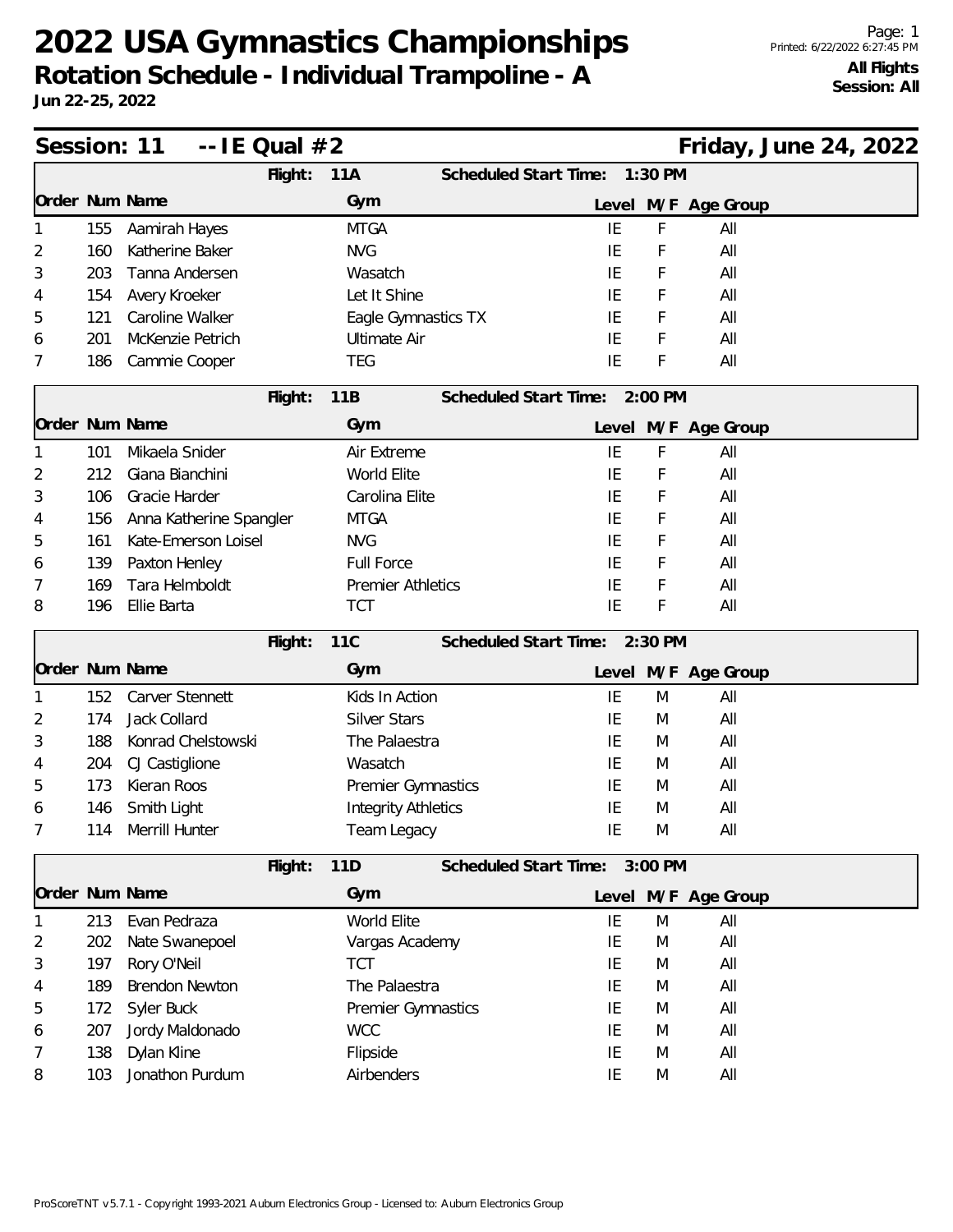# 2022 USA Gymnastics Championships

## Rotation Schedule - Individual Trampoline - A

**Jun 22-25, 2022**

Printed: 6/22/2022 6:27:45 PM

**All Flights**
**Session: All**

## Session: 11 -- IE Qual #2 — Friday, June 24, 2022

### Flight: 11A — Scheduled Start Time: 1:30 PM

| Order | Num | Name | Gym | Level | M/F | Age Group |
|---|---|---|---|---|---|---|
| 1 | 155 | Aamirah Hayes | MTGA | IE | F | All |
| 2 | 160 | Katherine Baker | NVG | IE | F | All |
| 3 | 203 | Tanna Andersen | Wasatch | IE | F | All |
| 4 | 154 | Avery Kroeker | Let It Shine | IE | F | All |
| 5 | 121 | Caroline Walker | Eagle Gymnastics TX | IE | F | All |
| 6 | 201 | McKenzie Petrich | Ultimate Air | IE | F | All |
| 7 | 186 | Cammie Cooper | TEG | IE | F | All |

### Flight: 11B — Scheduled Start Time: 2:00 PM

| Order | Num | Name | Gym | Level | M/F | Age Group |
|---|---|---|---|---|---|---|
| 1 | 101 | Mikaela Snider | Air Extreme | IE | F | All |
| 2 | 212 | Giana Bianchini | World Elite | IE | F | All |
| 3 | 106 | Gracie Harder | Carolina Elite | IE | F | All |
| 4 | 156 | Anna Katherine Spangler | MTGA | IE | F | All |
| 5 | 161 | Kate-Emerson Loisel | NVG | IE | F | All |
| 6 | 139 | Paxton Henley | Full Force | IE | F | All |
| 7 | 169 | Tara Helmboldt | Premier Athletics | IE | F | All |
| 8 | 196 | Ellie Barta | TCT | IE | F | All |

### Flight: 11C — Scheduled Start Time: 2:30 PM

| Order | Num | Name | Gym | Level | M/F | Age Group |
|---|---|---|---|---|---|---|
| 1 | 152 | Carver Stennett | Kids In Action | IE | M | All |
| 2 | 174 | Jack Collard | Silver Stars | IE | M | All |
| 3 | 188 | Konrad Chelstowski | The Palaestra | IE | M | All |
| 4 | 204 | CJ Castiglione | Wasatch | IE | M | All |
| 5 | 173 | Kieran Roos | Premier Gymnastics | IE | M | All |
| 6 | 146 | Smith Light | Integrity Athletics | IE | M | All |
| 7 | 114 | Merrill Hunter | Team Legacy | IE | M | All |

### Flight: 11D — Scheduled Start Time: 3:00 PM

| Order | Num | Name | Gym | Level | M/F | Age Group |
|---|---|---|---|---|---|---|
| 1 | 213 | Evan Pedraza | World Elite | IE | M | All |
| 2 | 202 | Nate Swanepoel | Vargas Academy | IE | M | All |
| 3 | 197 | Rory O'Neil | TCT | IE | M | All |
| 4 | 189 | Brendon Newton | The Palaestra | IE | M | All |
| 5 | 172 | Syler Buck | Premier Gymnastics | IE | M | All |
| 6 | 207 | Jordy Maldonado | WCC | IE | M | All |
| 7 | 138 | Dylan Kline | Flipside | IE | M | All |
| 8 | 103 | Jonathon Purdum | Airbenders | IE | M | All |

ProScoreTNT v5.7.1 - Copyright 1993-2021 Auburn Electronics Group - Licensed to: Auburn Electronics Group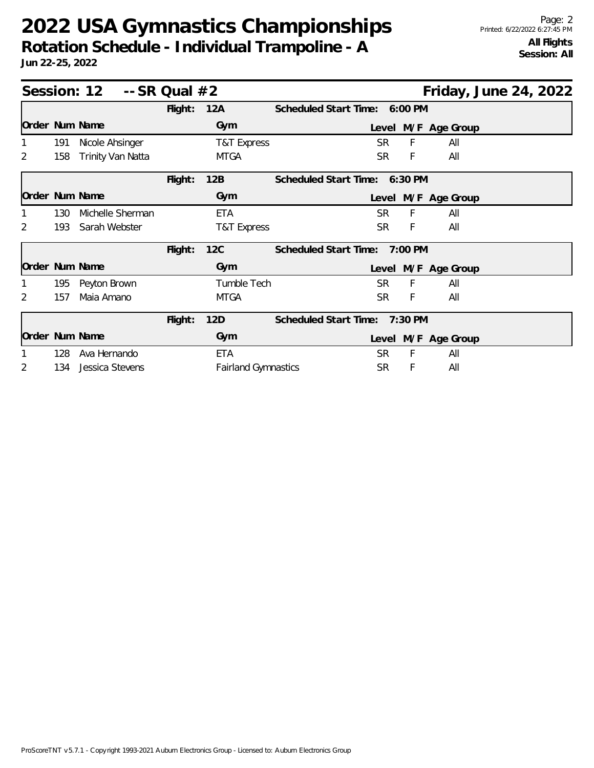# 2022 USA Gymnastics Championships

**Rotation Schedule - Individual Trampoline - A**

**Jun 22-25, 2022**

**All Flights**
**Session: All**

## Session: 12 -- SR Qual #2 — Friday, June 24, 2022

**Flight: 12A — Scheduled Start Time: 6:00 PM**

| Order | Num | Name | Gym | Level | M/F | Age Group |
|---|---|---|---|---|---|---|
| 1 | 191 | Nicole Ahsinger | T&T Express | SR | F | All |
| 2 | 158 | Trinity Van Natta | MTGA | SR | F | All |

**Flight: 12B — Scheduled Start Time: 6:30 PM**

| Order | Num | Name | Gym | Level | M/F | Age Group |
|---|---|---|---|---|---|---|
| 1 | 130 | Michelle Sherman | ETA | SR | F | All |
| 2 | 193 | Sarah Webster | T&T Express | SR | F | All |

**Flight: 12C — Scheduled Start Time: 7:00 PM**

| Order | Num | Name | Gym | Level | M/F | Age Group |
|---|---|---|---|---|---|---|
| 1 | 195 | Peyton Brown | Tumble Tech | SR | F | All |
| 2 | 157 | Maia Amano | MTGA | SR | F | All |

**Flight: 12D — Scheduled Start Time: 7:30 PM**

| Order | Num | Name | Gym | Level | M/F | Age Group |
|---|---|---|---|---|---|---|
| 1 | 128 | Ava Hernando | ETA | SR | F | All |
| 2 | 134 | Jessica Stevens | Fairland Gymnastics | SR | F | All |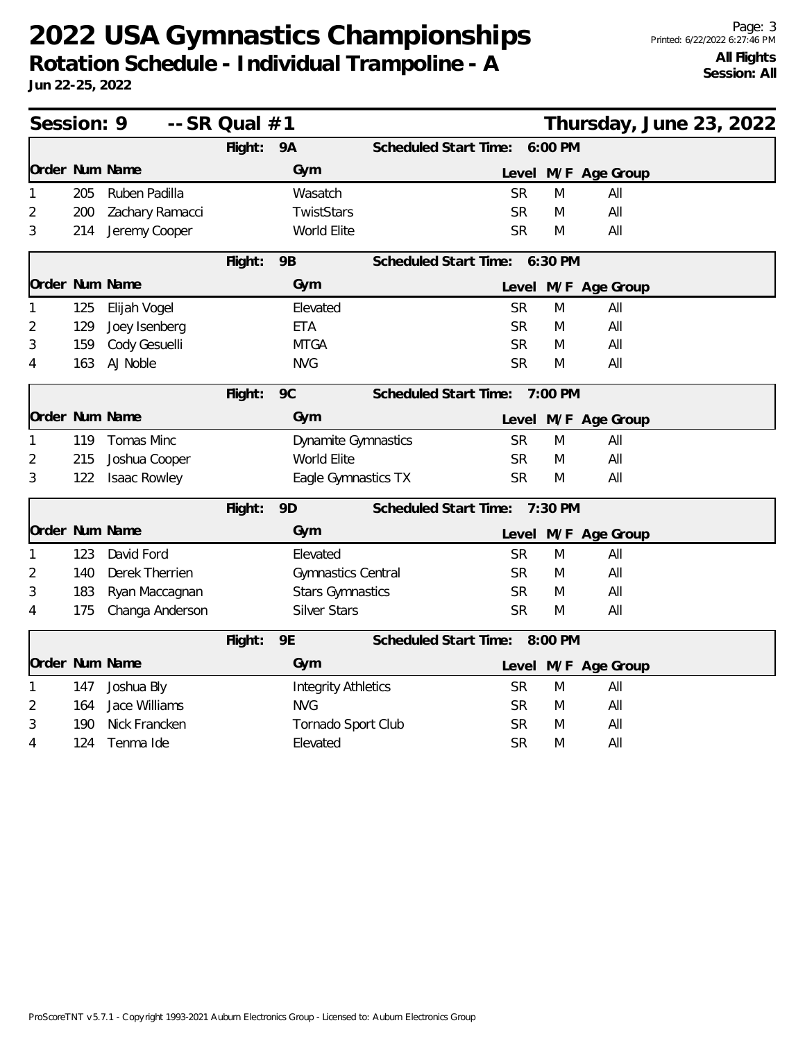# 2022 USA Gymnastics Championships

**Rotation Schedule - Individual Trampoline - A**

**Jun 22-25, 2022**

Printed: 6/22/2022 6:27:46 PM

**All Flights**
**Session: All**

## Session: 9 -- SR Qual #1 — Thursday, June 23, 2022

**Flight: 9A — Scheduled Start Time: 6:00 PM**

| Order | Num | Name | Gym | Level | M/F | Age Group |
|---|---|---|---|---|---|---|
| 1 | 205 | Ruben Padilla | Wasatch | SR | M | All |
| 2 | 200 | Zachary Ramacci | TwistStars | SR | M | All |
| 3 | 214 | Jeremy Cooper | World Elite | SR | M | All |

**Flight: 9B — Scheduled Start Time: 6:30 PM**

| Order | Num | Name | Gym | Level | M/F | Age Group |
|---|---|---|---|---|---|---|
| 1 | 125 | Elijah Vogel | Elevated | SR | M | All |
| 2 | 129 | Joey Isenberg | ETA | SR | M | All |
| 3 | 159 | Cody Gesuelli | MTGA | SR | M | All |
| 4 | 163 | AJ Noble | NVG | SR | M | All |

**Flight: 9C — Scheduled Start Time: 7:00 PM**

| Order | Num | Name | Gym | Level | M/F | Age Group |
|---|---|---|---|---|---|---|
| 1 | 119 | Tomas Minc | Dynamite Gymnastics | SR | M | All |
| 2 | 215 | Joshua Cooper | World Elite | SR | M | All |
| 3 | 122 | Isaac Rowley | Eagle Gymnastics TX | SR | M | All |

**Flight: 9D — Scheduled Start Time: 7:30 PM**

| Order | Num | Name | Gym | Level | M/F | Age Group |
|---|---|---|---|---|---|---|
| 1 | 123 | David Ford | Elevated | SR | M | All |
| 2 | 140 | Derek Therrien | Gymnastics Central | SR | M | All |
| 3 | 183 | Ryan Maccagnan | Stars Gymnastics | SR | M | All |
| 4 | 175 | Changa Anderson | Silver Stars | SR | M | All |

**Flight: 9E — Scheduled Start Time: 8:00 PM**

| Order | Num | Name | Gym | Level | M/F | Age Group |
|---|---|---|---|---|---|---|
| 1 | 147 | Joshua Bly | Integrity Athletics | SR | M | All |
| 2 | 164 | Jace Williams | NVG | SR | M | All |
| 3 | 190 | Nick Francken | Tornado Sport Club | SR | M | All |
| 4 | 124 | Tenma Ide | Elevated | SR | M | All |

ProScoreTNT v5.7.1 - Copyright 1993-2021 Auburn Electronics Group - Licensed to: Auburn Electronics Group